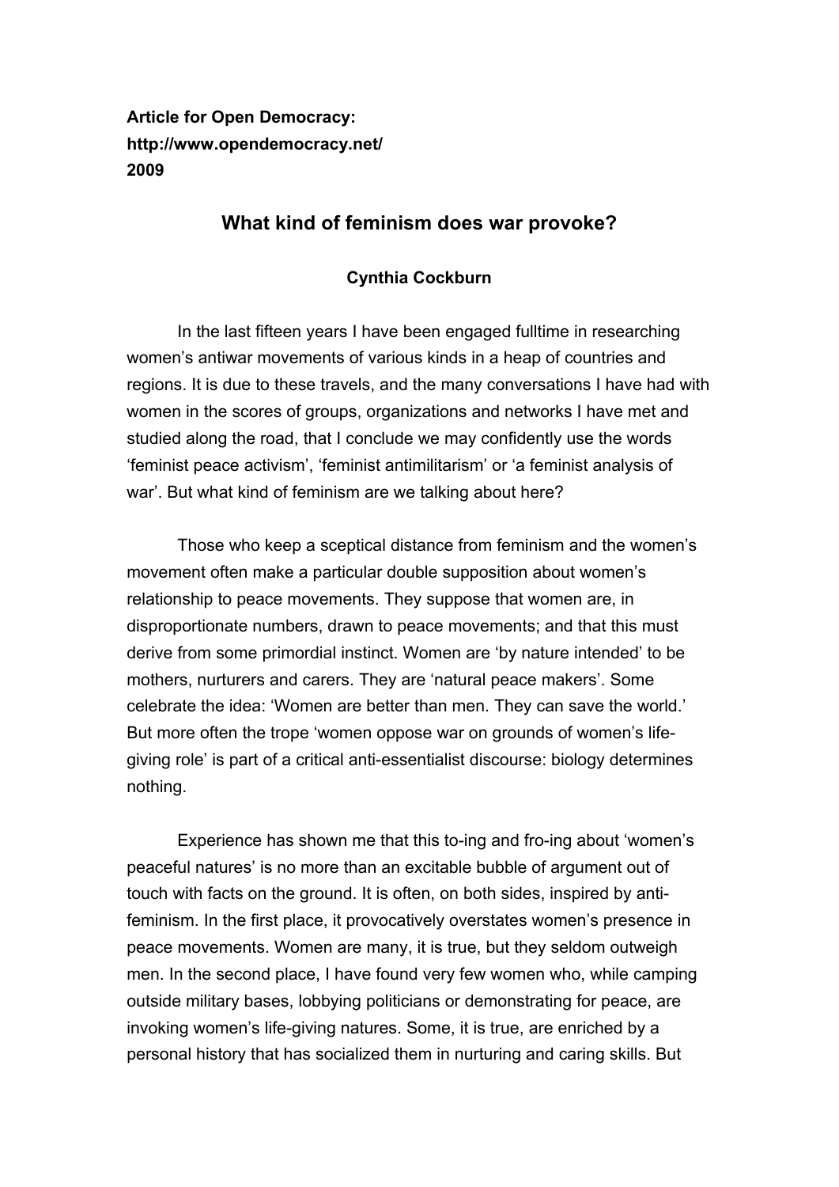**Article for Open Democracy:**
**http://www.opendemocracy.net/**
**2009**

## What kind of feminism does war provoke?

**Cynthia Cockburn**

In the last fifteen years I have been engaged fulltime in researching women's antiwar movements of various kinds in a heap of countries and regions. It is due to these travels, and the many conversations I have had with women in the scores of groups, organizations and networks I have met and studied along the road, that I conclude we may confidently use the words 'feminist peace activism', 'feminist antimilitarism' or 'a feminist analysis of war'. But what kind of feminism are we talking about here?

Those who keep a sceptical distance from feminism and the women's movement often make a particular double supposition about women's relationship to peace movements. They suppose that women are, in disproportionate numbers, drawn to peace movements; and that this must derive from some primordial instinct. Women are 'by nature intended' to be mothers, nurturers and carers. They are 'natural peace makers'. Some celebrate the idea: 'Women are better than men. They can save the world.' But more often the trope 'women oppose war on grounds of women's life-giving role' is part of a critical anti-essentialist discourse: biology determines nothing.

Experience has shown me that this to-ing and fro-ing about 'women's peaceful natures' is no more than an excitable bubble of argument out of touch with facts on the ground. It is often, on both sides, inspired by anti-feminism. In the first place, it provocatively overstates women's presence in peace movements. Women are many, it is true, but they seldom outweigh men. In the second place, I have found very few women who, while camping outside military bases, lobbying politicians or demonstrating for peace, are invoking women's life-giving natures. Some, it is true, are enriched by a personal history that has socialized them in nurturing and caring skills. But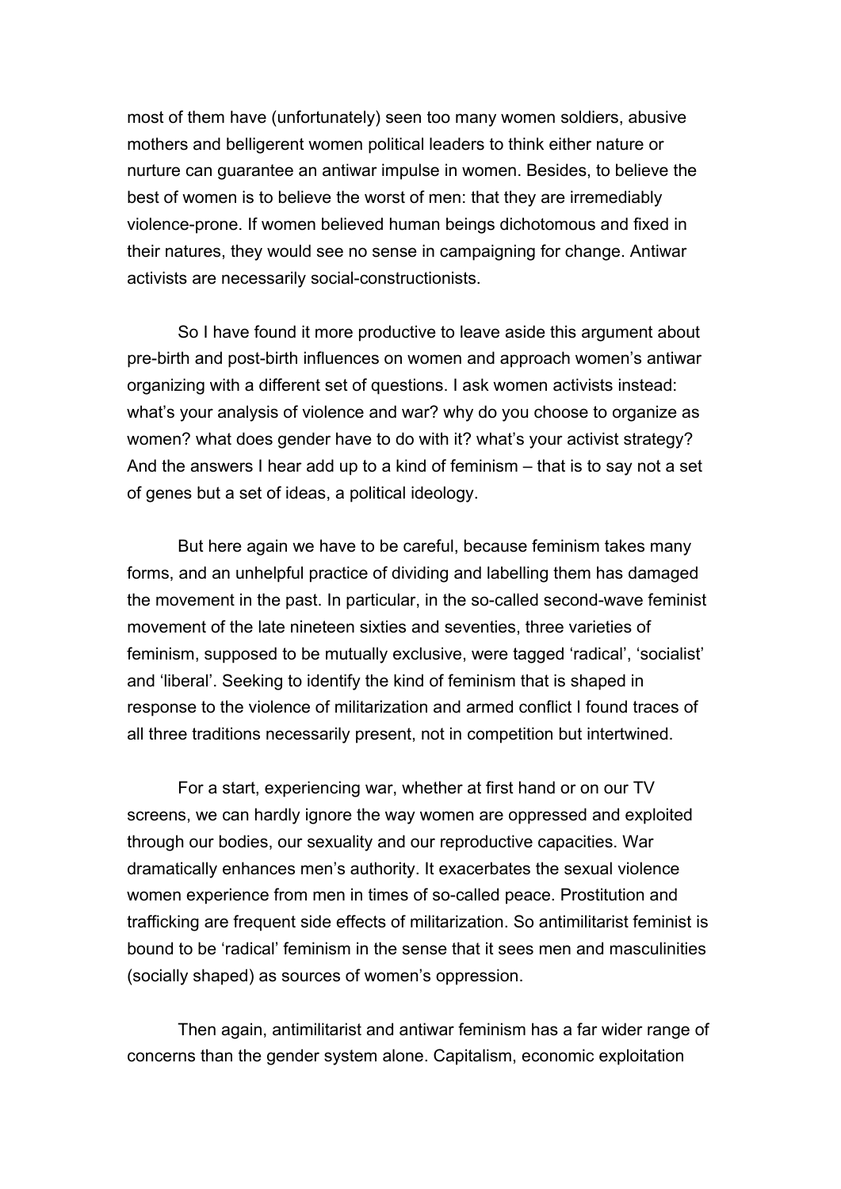most of them have (unfortunately) seen too many women soldiers, abusive mothers and belligerent women political leaders to think either nature or nurture can guarantee an antiwar impulse in women. Besides, to believe the best of women is to believe the worst of men: that they are irremediably violence-prone. If women believed human beings dichotomous and fixed in their natures, they would see no sense in campaigning for change. Antiwar activists are necessarily social-constructionists.

So I have found it more productive to leave aside this argument about pre-birth and post-birth influences on women and approach women's antiwar organizing with a different set of questions. I ask women activists instead: what's your analysis of violence and war? why do you choose to organize as women? what does gender have to do with it? what's your activist strategy? And the answers I hear add up to a kind of feminism – that is to say not a set of genes but a set of ideas, a political ideology.

But here again we have to be careful, because feminism takes many forms, and an unhelpful practice of dividing and labelling them has damaged the movement in the past. In particular, in the so-called second-wave feminist movement of the late nineteen sixties and seventies, three varieties of feminism, supposed to be mutually exclusive, were tagged 'radical', 'socialist' and 'liberal'. Seeking to identify the kind of feminism that is shaped in response to the violence of militarization and armed conflict I found traces of all three traditions necessarily present, not in competition but intertwined.

For a start, experiencing war, whether at first hand or on our TV screens, we can hardly ignore the way women are oppressed and exploited through our bodies, our sexuality and our reproductive capacities. War dramatically enhances men's authority. It exacerbates the sexual violence women experience from men in times of so-called peace. Prostitution and trafficking are frequent side effects of militarization. So antimilitarist feminist is bound to be 'radical' feminism in the sense that it sees men and masculinities (socially shaped) as sources of women's oppression.

Then again, antimilitarist and antiwar feminism has a far wider range of concerns than the gender system alone. Capitalism, economic exploitation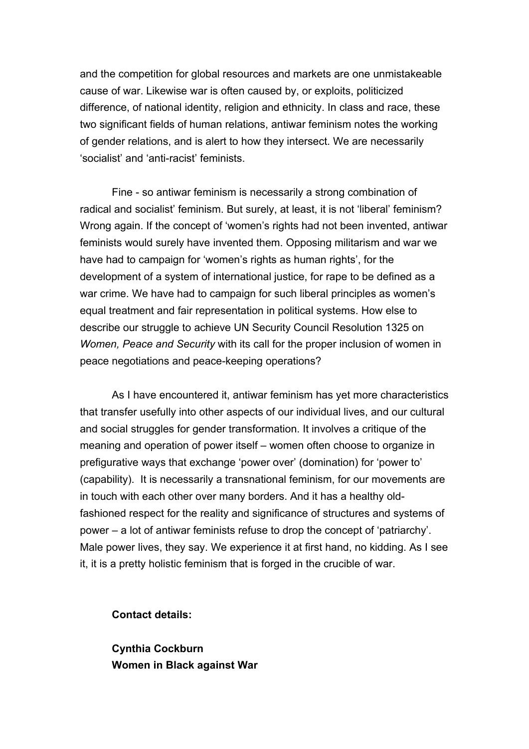and the competition for global resources and markets are one unmistakeable cause of war. Likewise war is often caused by, or exploits, politicized difference, of national identity, religion and ethnicity. In class and race, these two significant fields of human relations, antiwar feminism notes the working of gender relations, and is alert to how they intersect. We are necessarily 'socialist' and 'anti-racist' feminists.

Fine - so antiwar feminism is necessarily a strong combination of radical and socialist' feminism. But surely, at least, it is not 'liberal' feminism? Wrong again. If the concept of 'women's rights had not been invented, antiwar feminists would surely have invented them. Opposing militarism and war we have had to campaign for 'women's rights as human rights', for the development of a system of international justice, for rape to be defined as a war crime. We have had to campaign for such liberal principles as women's equal treatment and fair representation in political systems. How else to describe our struggle to achieve UN Security Council Resolution 1325 on *Women, Peace and Security* with its call for the proper inclusion of women in peace negotiations and peace-keeping operations?

As I have encountered it, antiwar feminism has yet more characteristics that transfer usefully into other aspects of our individual lives, and our cultural and social struggles for gender transformation. It involves a critique of the meaning and operation of power itself – women often choose to organize in prefigurative ways that exchange 'power over' (domination) for 'power to' (capability). It is necessarily a transnational feminism, for our movements are in touch with each other over many borders. And it has a healthy old-fashioned respect for the reality and significance of structures and systems of power – a lot of antiwar feminists refuse to drop the concept of 'patriarchy'. Male power lives, they say. We experience it at first hand, no kidding. As I see it, it is a pretty holistic feminism that is forged in the crucible of war.

**Contact details:**

**Cynthia Cockburn**
**Women in Black against War**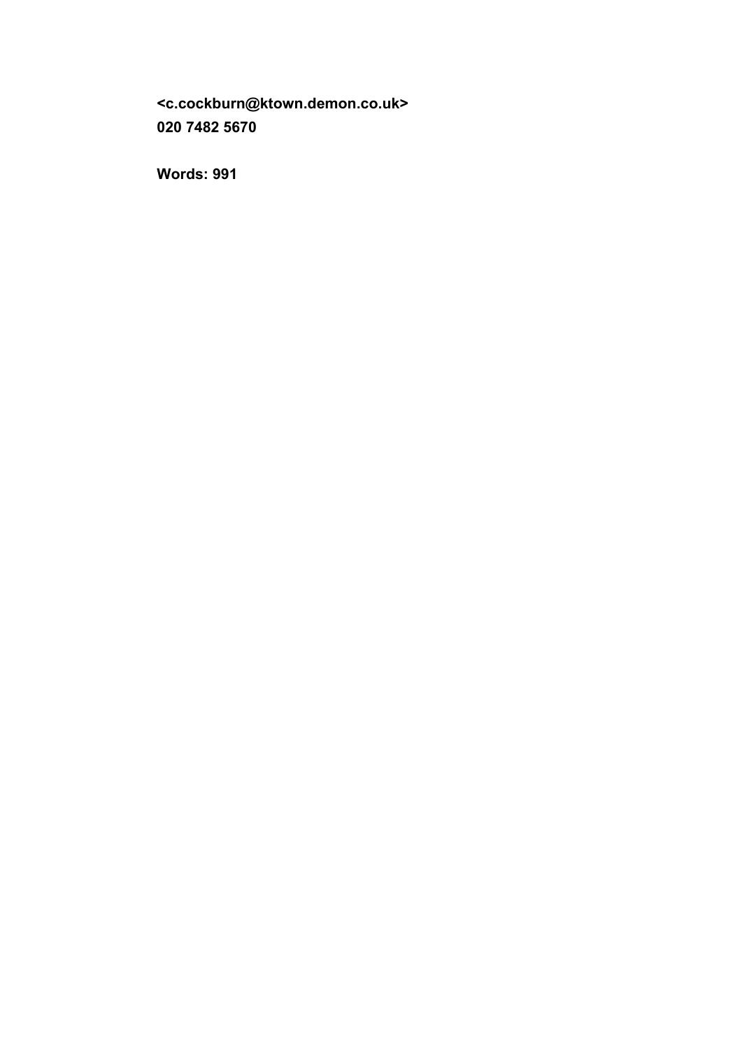**<c.cockburn@ktown.demon.co.uk>**
**020 7482 5670**

**Words: 991**